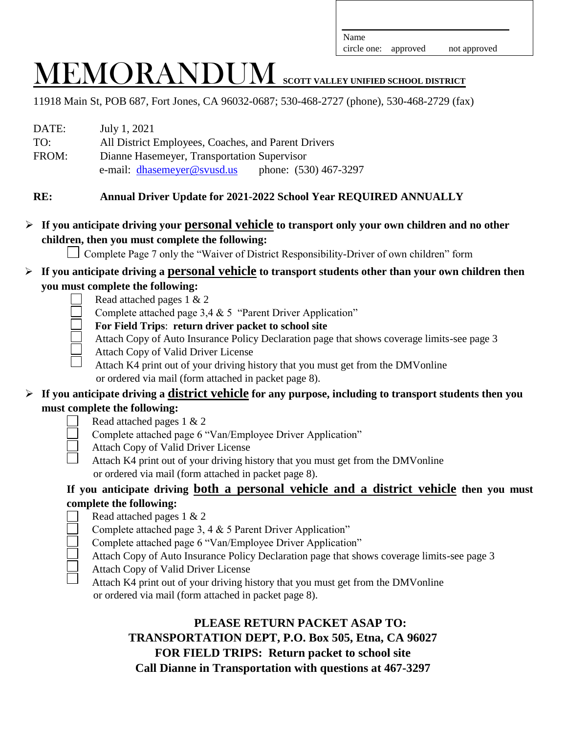Name ____________________

circle one: approved not approved

# MEMORANDUM **SCOTT VALLEY UNIFIED SCHOOL DISTRICT**

11918 Main St, POB 687, Fort Jones, CA 96032-0687; 530-468-2727 (phone), 530-468-2729 (fax)

DATE: July 1, 2021

TO: All District Employees, Coaches, and Parent Drivers

FROM: Dianne Hasemeyer, Transportation Supervisor

e-mail: dhasemeyer@svusd.us phone: (530) 467-3297

**RE: Annual Driver Update for 2021-2022 School Year REQUIRED ANNUALLY**

- **If you anticipate driving your personal vehicle to transport only your own children and no other children, then you must complete the following:**
  - ☐ Complete Page 7 only the "Waiver of District Responsibility-Driver of own children" form
- **If you anticipate driving a personal vehicle to transport students other than your own children then you must complete the following:**
  - ☐ Read attached pages 1 & 2
  - ☐ Complete attached page 3,4 & 5 "Parent Driver Application"
  - ☐ **For Field Trips**: **return driver packet to school site**
  - ☐ Attach Copy of Auto Insurance Policy Declaration page that shows coverage limits-see page 3
  - ☐ Attach Copy of Valid Driver License
  - ☐ Attach K4 print out of your driving history that you must get from the DMVonline or ordered via mail (form attached in packet page 8).
- **If you anticipate driving a district vehicle for any purpose, including to transport students then you must complete the following:**
  - ☐ Read attached pages 1 & 2
  - ☐ Complete attached page 6 "Van/Employee Driver Application"
  - ☐ Attach Copy of Valid Driver License
  - ☐ Attach K4 print out of your driving history that you must get from the DMVonline or ordered via mail (form attached in packet page 8).

**If you anticipate driving both a personal vehicle and a district vehicle then you must complete the following:**

- ☐ Read attached pages 1 & 2
- ☐ Complete attached page 3, 4 & 5 Parent Driver Application"
- ☐ Complete attached page 6 "Van/Employee Driver Application"
- ☐ Attach Copy of Auto Insurance Policy Declaration page that shows coverage limits-see page 3
- ☐ Attach Copy of Valid Driver License
- ☐ Attach K4 print out of your driving history that you must get from the DMVonline or ordered via mail (form attached in packet page 8).

**PLEASE RETURN PACKET ASAP TO:**
**TRANSPORTATION DEPT, P.O. Box 505, Etna, CA 96027**
**FOR FIELD TRIPS: Return packet to school site**
**Call Dianne in Transportation with questions at 467-3297**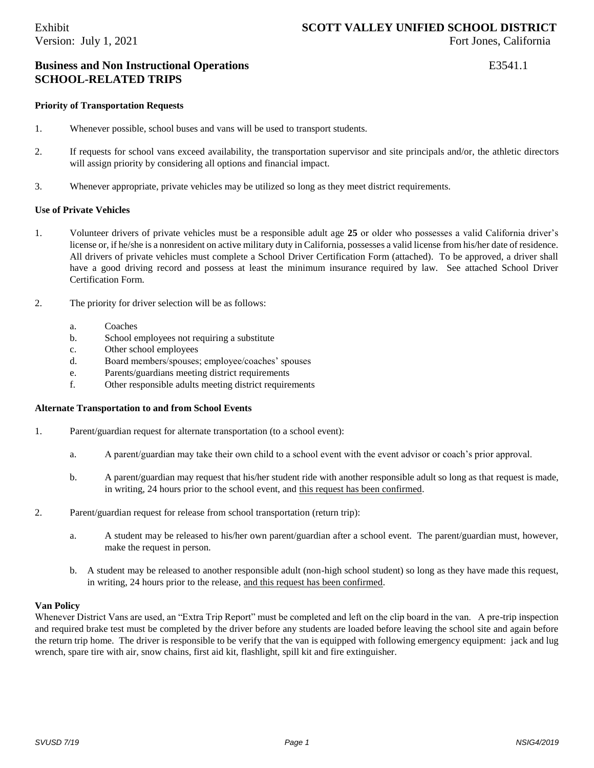Exhibit
Version: July 1, 2021

**SCOTT VALLEY UNIFIED SCHOOL DISTRICT**
Fort Jones, California

## Business and Non Instructional Operations E3541.1
## SCHOOL-RELATED TRIPS

### Priority of Transportation Requests

1. Whenever possible, school buses and vans will be used to transport students.

2. If requests for school vans exceed availability, the transportation supervisor and site principals and/or, the athletic directors will assign priority by considering all options and financial impact.

3. Whenever appropriate, private vehicles may be utilized so long as they meet district requirements.

### Use of Private Vehicles

1. Volunteer drivers of private vehicles must be a responsible adult age **25** or older who possesses a valid California driver's license or, if he/she is a nonresident on active military duty in California, possesses a valid license from his/her date of residence. All drivers of private vehicles must complete a School Driver Certification Form (attached). To be approved, a driver shall have a good driving record and possess at least the minimum insurance required by law. See attached School Driver Certification Form.

2. The priority for driver selection will be as follows:

   a. Coaches
   b. School employees not requiring a substitute
   c. Other school employees
   d. Board members/spouses; employee/coaches' spouses
   e. Parents/guardians meeting district requirements
   f. Other responsible adults meeting district requirements

### Alternate Transportation to and from School Events

1. Parent/guardian request for alternate transportation (to a school event):

   a. A parent/guardian may take their own child to a school event with the event advisor or coach's prior approval.

   b. A parent/guardian may request that his/her student ride with another responsible adult so long as that request is made, in writing, 24 hours prior to the school event, and <u>this request has been confirmed</u>.

2. Parent/guardian request for release from school transportation (return trip):

   a. A student may be released to his/her own parent/guardian after a school event. The parent/guardian must, however, make the request in person.

   b. A student may be released to another responsible adult (non-high school student) so long as they have made this request, in writing, 24 hours prior to the release, <u>and this request has been confirmed</u>.

### Van Policy

Whenever District Vans are used, an "Extra Trip Report" must be completed and left on the clip board in the van. A pre-trip inspection and required brake test must be completed by the driver before any students are loaded before leaving the school site and again before the return trip home. The driver is responsible to be verify that the van is equipped with following emergency equipment: jack and lug wrench, spare tire with air, snow chains, first aid kit, flashlight, spill kit and fire extinguisher.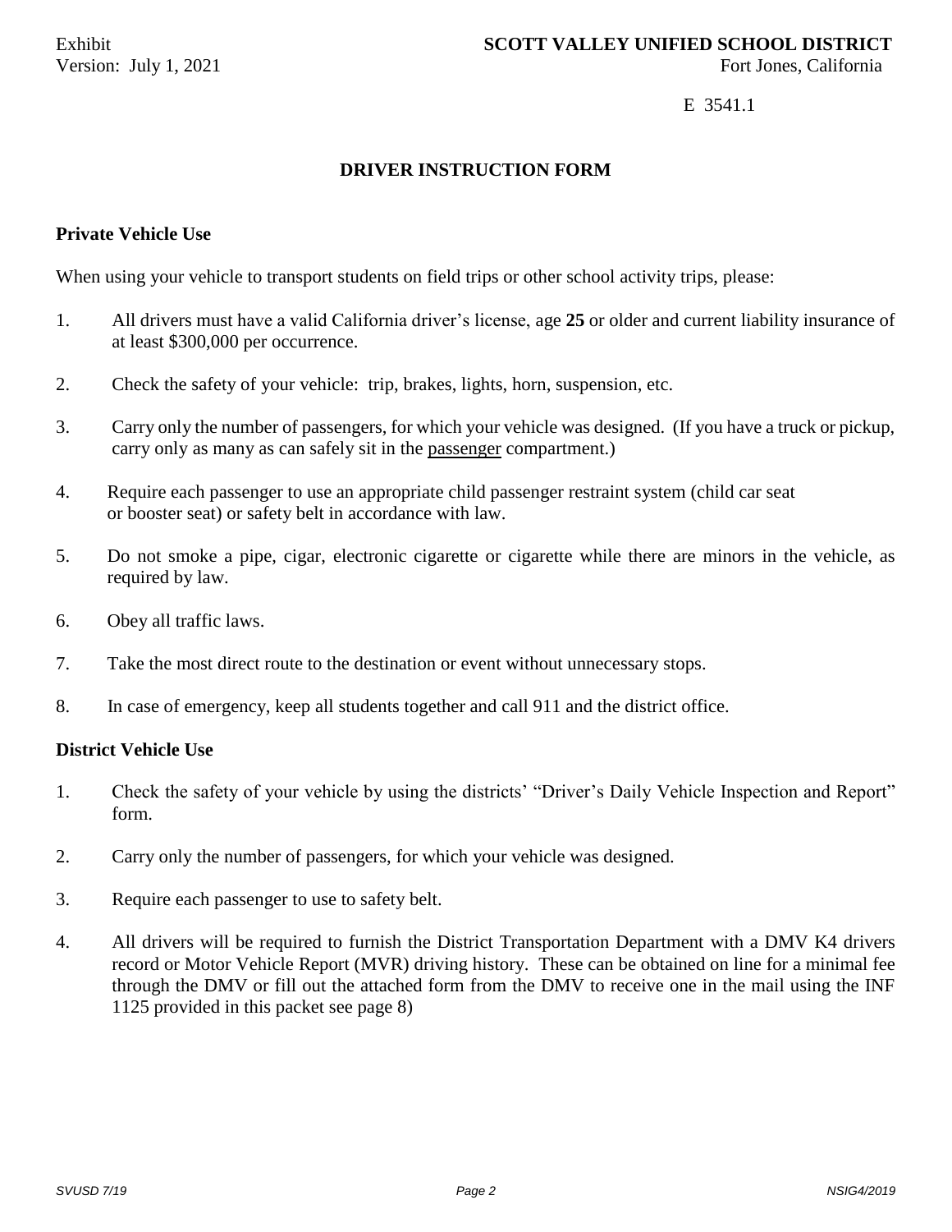Exhibit
Version: July 1, 2021

**SCOTT VALLEY UNIFIED SCHOOL DISTRICT**
Fort Jones, California

E 3541.1

## DRIVER INSTRUCTION FORM

### Private Vehicle Use

When using your vehicle to transport students on field trips or other school activity trips, please:

1. All drivers must have a valid California driver's license, age **25** or older and current liability insurance of at least $300,000 per occurrence.
2. Check the safety of your vehicle: trip, brakes, lights, horn, suspension, etc.
3. Carry only the number of passengers, for which your vehicle was designed. (If you have a truck or pickup, carry only as many as can safely sit in the <u>passenger</u> compartment.)
4. Require each passenger to use an appropriate child passenger restraint system (child car seat or booster seat) or safety belt in accordance with law.
5. Do not smoke a pipe, cigar, electronic cigarette or cigarette while there are minors in the vehicle, as required by law.
6. Obey all traffic laws.
7. Take the most direct route to the destination or event without unnecessary stops.
8. In case of emergency, keep all students together and call 911 and the district office.

### District Vehicle Use

1. Check the safety of your vehicle by using the districts' "Driver's Daily Vehicle Inspection and Report" form.
2. Carry only the number of passengers, for which your vehicle was designed.
3. Require each passenger to use to safety belt.
4. All drivers will be required to furnish the District Transportation Department with a DMV K4 drivers record or Motor Vehicle Report (MVR) driving history. These can be obtained on line for a minimal fee through the DMV or fill out the attached form from the DMV to receive one in the mail using the INF 1125 provided in this packet see page 8)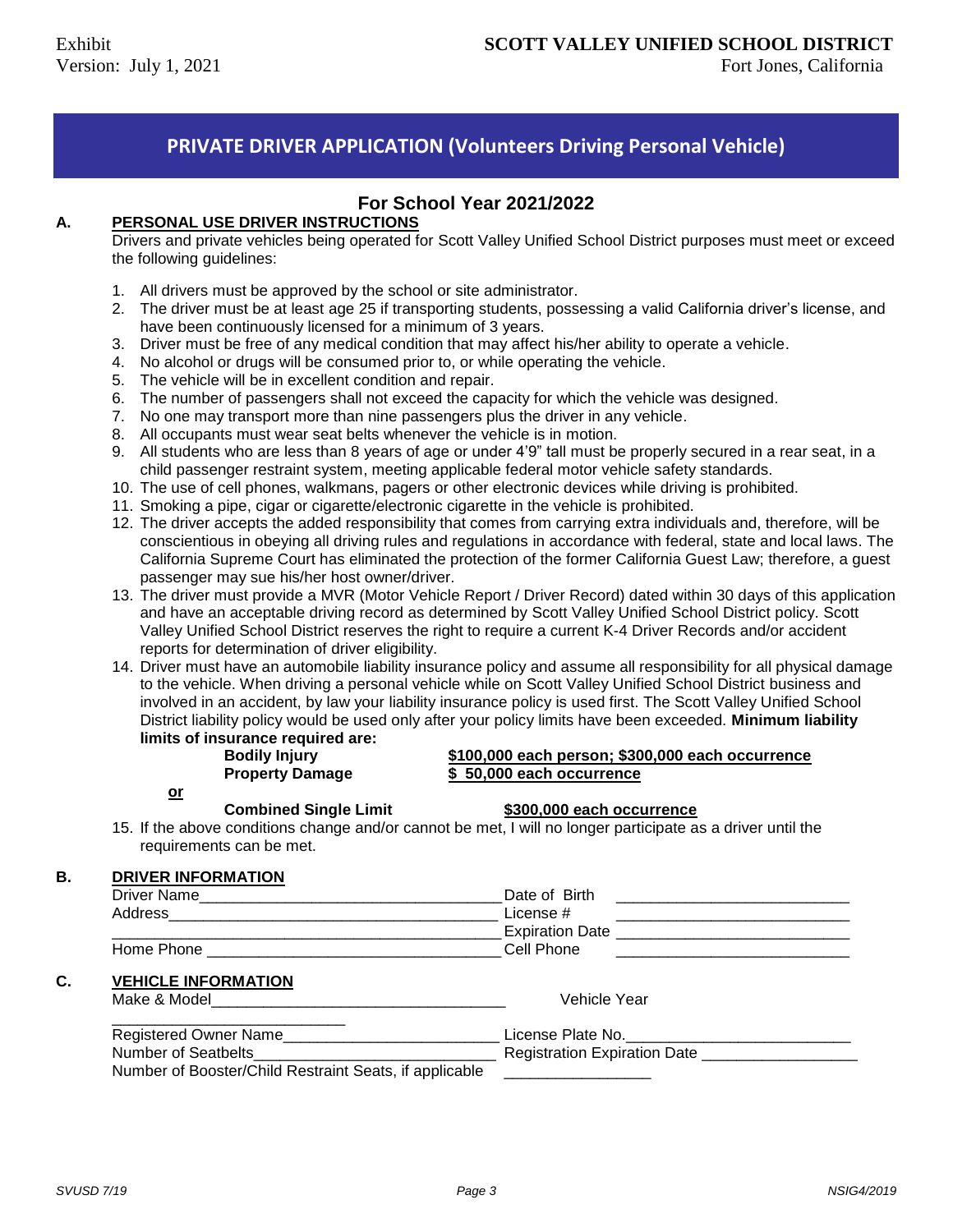# PRIVATE DRIVER APPLICATION (Volunteers Driving Personal Vehicle)

## For School Year 2021/2022

**A. PERSONAL USE DRIVER INSTRUCTIONS**

Drivers and private vehicles being operated for Scott Valley Unified School District purposes must meet or exceed the following guidelines:

1. All drivers must be approved by the school or site administrator.
2. The driver must be at least age 25 if transporting students, possessing a valid California driver's license, and have been continuously licensed for a minimum of 3 years.
3. Driver must be free of any medical condition that may affect his/her ability to operate a vehicle.
4. No alcohol or drugs will be consumed prior to, or while operating the vehicle.
5. The vehicle will be in excellent condition and repair.
6. The number of passengers shall not exceed the capacity for which the vehicle was designed.
7. No one may transport more than nine passengers plus the driver in any vehicle.
8. All occupants must wear seat belts whenever the vehicle is in motion.
9. All students who are less than 8 years of age or under 4'9" tall must be properly secured in a rear seat, in a child passenger restraint system, meeting applicable federal motor vehicle safety standards.
10. The use of cell phones, walkmans, pagers or other electronic devices while driving is prohibited.
11. Smoking a pipe, cigar or cigarette/electronic cigarette in the vehicle is prohibited.
12. The driver accepts the added responsibility that comes from carrying extra individuals and, therefore, will be conscientious in obeying all driving rules and regulations in accordance with federal, state and local laws. The California Supreme Court has eliminated the protection of the former California Guest Law; therefore, a guest passenger may sue his/her host owner/driver.
13. The driver must provide a MVR (Motor Vehicle Report / Driver Record) dated within 30 days of this application and have an acceptable driving record as determined by Scott Valley Unified School District policy. Scott Valley Unified School District reserves the right to require a current K-4 Driver Records and/or accident reports for determination of driver eligibility.
14. Driver must have an automobile liability insurance policy and assume all responsibility for all physical damage to the vehicle. When driving a personal vehicle while on Scott Valley Unified School District business and involved in an accident, by law your liability insurance policy is used first. The Scott Valley Unified School District liability policy would be used only after your policy limits have been exceeded. **Minimum liability limits of insurance required are:**

    **Bodily Injury** — **$100,000 each person; $300,000 each occurrence**
    **Property Damage** — **$ 50,000 each occurrence**

    **or**

    **Combined Single Limit** — **$300,000 each occurrence**

15. If the above conditions change and/or cannot be met, I will no longer participate as a driver until the requirements can be met.

**B. DRIVER INFORMATION**

Driver Name____________________________________ Date of Birth ____________________________
Address________________________________________ License # ____________________________
______________________________________________ Expiration Date ____________________________
Home Phone ____________________________________ Cell Phone ____________________________

**C. VEHICLE INFORMATION**

Make & Model___________________________________ Vehicle Year ____________________________
Registered Owner Name___________________________ License Plate No.___________________________
Number of Seatbelts______________________________ Registration Expiration Date __________________
Number of Booster/Child Restraint Seats, if applicable __________________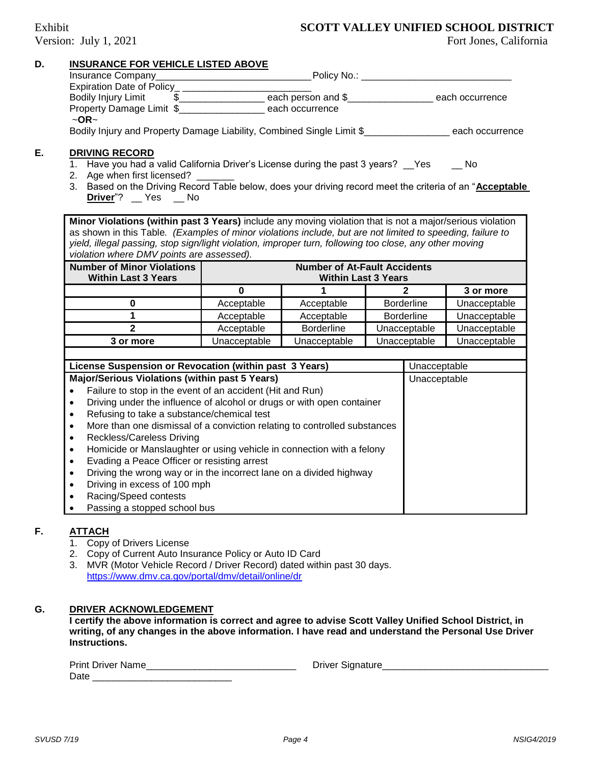## D. INSURANCE FOR VEHICLE LISTED ABOVE

Insurance Company____________________________ Policy No.: ____________________________

Expiration Date of Policy_ ________________________

Bodily Injury Limit $________________ each person and $________________ each occurrence

Property Damage Limit $________________ each occurrence

~**OR**~

Bodily Injury and Property Damage Liability, Combined Single Limit $________________ each occurrence

## E. DRIVING RECORD

1. Have you had a valid California Driver's License during the past 3 years? __Yes __ No
2. Age when first licensed? _______
3. Based on the Driving Record Table below, does your driving record meet the criteria of an "**Acceptable Driver**"? __ Yes __ No

**Minor Violations (within past 3 Years)** include any moving violation that is not a major/serious violation as shown in this Table. *(Examples of minor violations include, but are not limited to speeding, failure to yield, illegal passing, stop sign/light violation, improper turn, following too close, any other moving violation where DMV points are assessed).*

| Number of Minor Violations Within Last 3 Years | Number of At-Fault Accidents Within Last 3 Years | | | |
|---|---|---|---|---|
| | **0** | **1** | **2** | **3 or more** |
| **0** | Acceptable | Acceptable | Borderline | Unacceptable |
| **1** | Acceptable | Acceptable | Borderline | Unacceptable |
| **2** | Acceptable | Borderline | Unacceptable | Unacceptable |
| **3 or more** | Unacceptable | Unacceptable | Unacceptable | Unacceptable |

| **License Suspension or Revocation (within past 3 Years)** | Unacceptable |
|---|---|
| **Major/Serious Violations (within past 5 Years)**<br>• Failure to stop in the event of an accident (Hit and Run)<br>• Driving under the influence of alcohol or drugs or with open container<br>• Refusing to take a substance/chemical test<br>• More than one dismissal of a conviction relating to controlled substances<br>• Reckless/Careless Driving<br>• Homicide or Manslaughter or using vehicle in connection with a felony<br>• Evading a Peace Officer or resisting arrest<br>• Driving the wrong way or in the incorrect lane on a divided highway<br>• Driving in excess of 100 mph<br>• Racing/Speed contests<br>• Passing a stopped school bus | Unacceptable |

## F. ATTACH

1. Copy of Drivers License
2. Copy of Current Auto Insurance Policy or Auto ID Card
3. MVR (Motor Vehicle Record / Driver Record) dated within past 30 days.
   https://www.dmv.ca.gov/portal/dmv/detail/online/dr

## G. DRIVER ACKNOWLEDGEMENT

**I certify the above information is correct and agree to advise Scott Valley Unified School District, in writing, of any changes in the above information. I have read and understand the Personal Use Driver Instructions.**

Print Driver Name____________________________ Driver Signature_______________________________

Date __________________________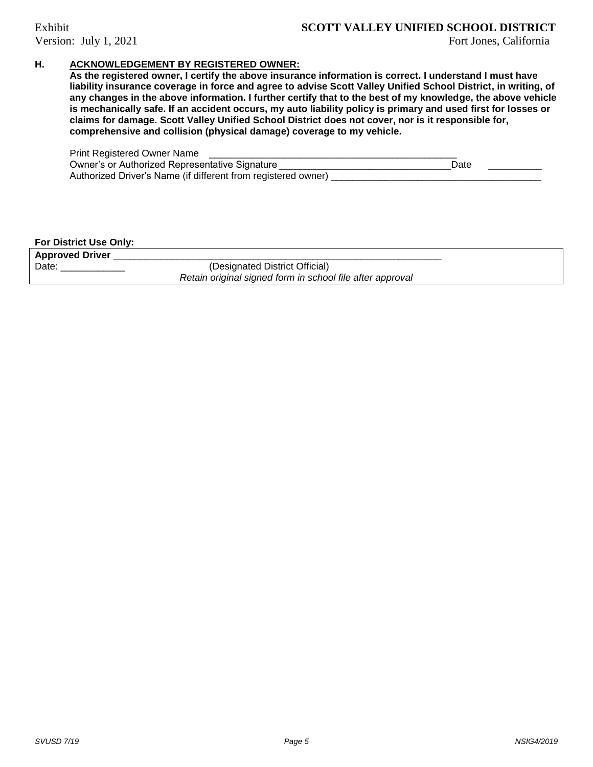## H. ACKNOWLEDGEMENT BY REGISTERED OWNER:

**As the registered owner, I certify the above insurance information is correct. I understand I must have liability insurance coverage in force and agree to advise Scott Valley Unified School District, in writing, of any changes in the above information. I further certify that to the best of my knowledge, the above vehicle is mechanically safe. If an accident occurs, my auto liability policy is primary and used first for losses or claims for damage. Scott Valley Unified School District does not cover, nor is it responsible for, comprehensive and collision (physical damage) coverage to my vehicle.**

Print Registered Owner Name ________________________________________________

Owner's or Authorized Representative Signature ________________________________ Date __________

Authorized Driver's Name (if different from registered owner) ________________________________________

**For District Use Only:**

**Approved Driver** _________________________________________________________________

Date: ____________ (Designated District Official)

*Retain original signed form in school file after approval*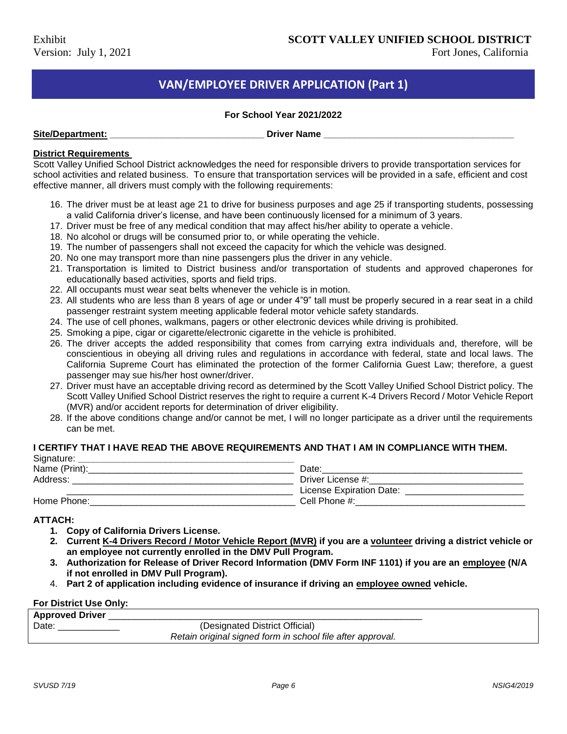Exhibit
Version: July 1, 2021

**SCOTT VALLEY UNIFIED SCHOOL DISTRICT**
Fort Jones, California

# VAN/EMPLOYEE DRIVER APPLICATION (Part 1)

**For School Year 2021/2022**

**Site/Department:** ______________________________ **Driver Name** ____________________________________

**District Requirements**

Scott Valley Unified School District acknowledges the need for responsible drivers to provide transportation services for school activities and related business. To ensure that transportation services will be provided in a safe, efficient and cost effective manner, all drivers must comply with the following requirements:

16. The driver must be at least age 21 to drive for business purposes and age 25 if transporting students, possessing a valid California driver's license, and have been continuously licensed for a minimum of 3 years.
17. Driver must be free of any medical condition that may affect his/her ability to operate a vehicle.
18. No alcohol or drugs will be consumed prior to, or while operating the vehicle.
19. The number of passengers shall not exceed the capacity for which the vehicle was designed.
20. No one may transport more than nine passengers plus the driver in any vehicle.
21. Transportation is limited to District business and/or transportation of students and approved chaperones for educationally based activities, sports and field trips.
22. All occupants must wear seat belts whenever the vehicle is in motion.
23. All students who are less than 8 years of age or under 4"9" tall must be properly secured in a rear seat in a child passenger restraint system meeting applicable federal motor vehicle safety standards.
24. The use of cell phones, walkmans, pagers or other electronic devices while driving is prohibited.
25. Smoking a pipe, cigar or cigarette/electronic cigarette in the vehicle is prohibited.
26. The driver accepts the added responsibility that comes from carrying extra individuals and, therefore, will be conscientious in obeying all driving rules and regulations in accordance with federal, state and local laws. The California Supreme Court has eliminated the protection of the former California Guest Law; therefore, a guest passenger may sue his/her host owner/driver.
27. Driver must have an acceptable driving record as determined by the Scott Valley Unified School District policy. The Scott Valley Unified School District reserves the right to require a current K-4 Drivers Record / Motor Vehicle Report (MVR) and/or accident reports for determination of driver eligibility.
28. If the above conditions change and/or cannot be met, I will no longer participate as a driver until the requirements can be met.

**I CERTIFY THAT I HAVE READ THE ABOVE REQUIREMENTS AND THAT I AM IN COMPLIANCE WITH THEM.**

Signature: ______________________________________________

Name (Print): ___________________________________________ Date: ________________________________________

Address: _______________________________________________ Driver License #: _______________________________

_______________________________________________________ License Expiration Date: _________________________

Home Phone: ____________________________________________ Cell Phone #: __________________________________

**ATTACH:**

1. **Copy of California Drivers License.**
2. **Current K-4 Drivers Record / Motor Vehicle Report (MVR) if you are a volunteer driving a district vehicle or an employee not currently enrolled in the DMV Pull Program.**
3. **Authorization for Release of Driver Record Information (DMV Form INF 1101) if you are an employee (N/A if not enrolled in DMV Pull Program).**
4. **Part 2 of application including evidence of insurance if driving an employee owned vehicle.**

**For District Use Only:**

**Approved Driver** ______________________________________________________________

Date: ____________ (Designated District Official)

*Retain original signed form in school file after approval.*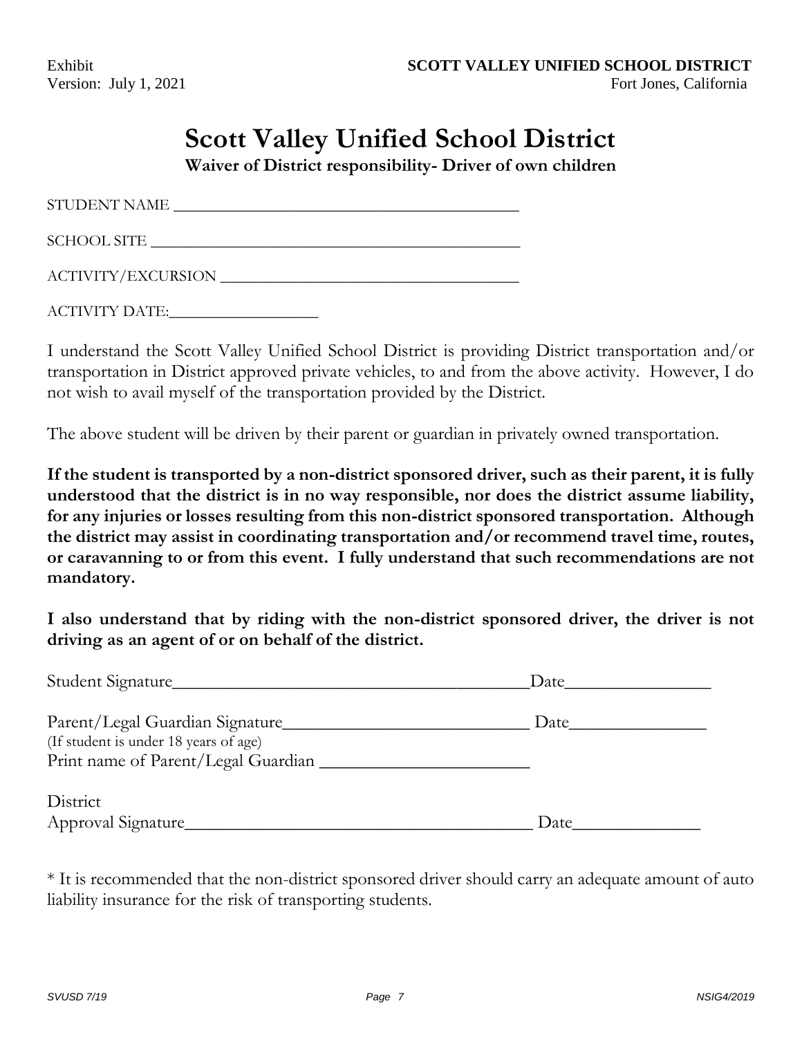Exhibit
Version: July 1, 2021

**SCOTT VALLEY UNIFIED SCHOOL DISTRICT**
Fort Jones, California

# Scott Valley Unified School District

**Waiver of District responsibility- Driver of own children**

STUDENT NAME ________________________________________

SCHOOL SITE ___________________________________________

ACTIVITY/EXCURSION ___________________________________

ACTIVITY DATE:_________________

I understand the Scott Valley Unified School District is providing District transportation and/or transportation in District approved private vehicles, to and from the above activity. However, I do not wish to avail myself of the transportation provided by the District.

The above student will be driven by their parent or guardian in privately owned transportation.

**If the student is transported by a non-district sponsored driver, such as their parent, it is fully understood that the district is in no way responsible, nor does the district assume liability, for any injuries or losses resulting from this non-district sponsored transportation. Although the district may assist in coordinating transportation and/or recommend travel time, routes, or caravanning to or from this event. I fully understand that such recommendations are not mandatory.**

**I also understand that by riding with the non-district sponsored driver, the driver is not driving as an agent of or on behalf of the district.**

Student Signature_______________________________________Date________________

Parent/Legal Guardian Signature___________________________ Date_______________
(If student is under 18 years of age)
Print name of Parent/Legal Guardian ______________________

District
Approval Signature______________________________________ Date______________

* It is recommended that the non-district sponsored driver should carry an adequate amount of auto liability insurance for the risk of transporting students.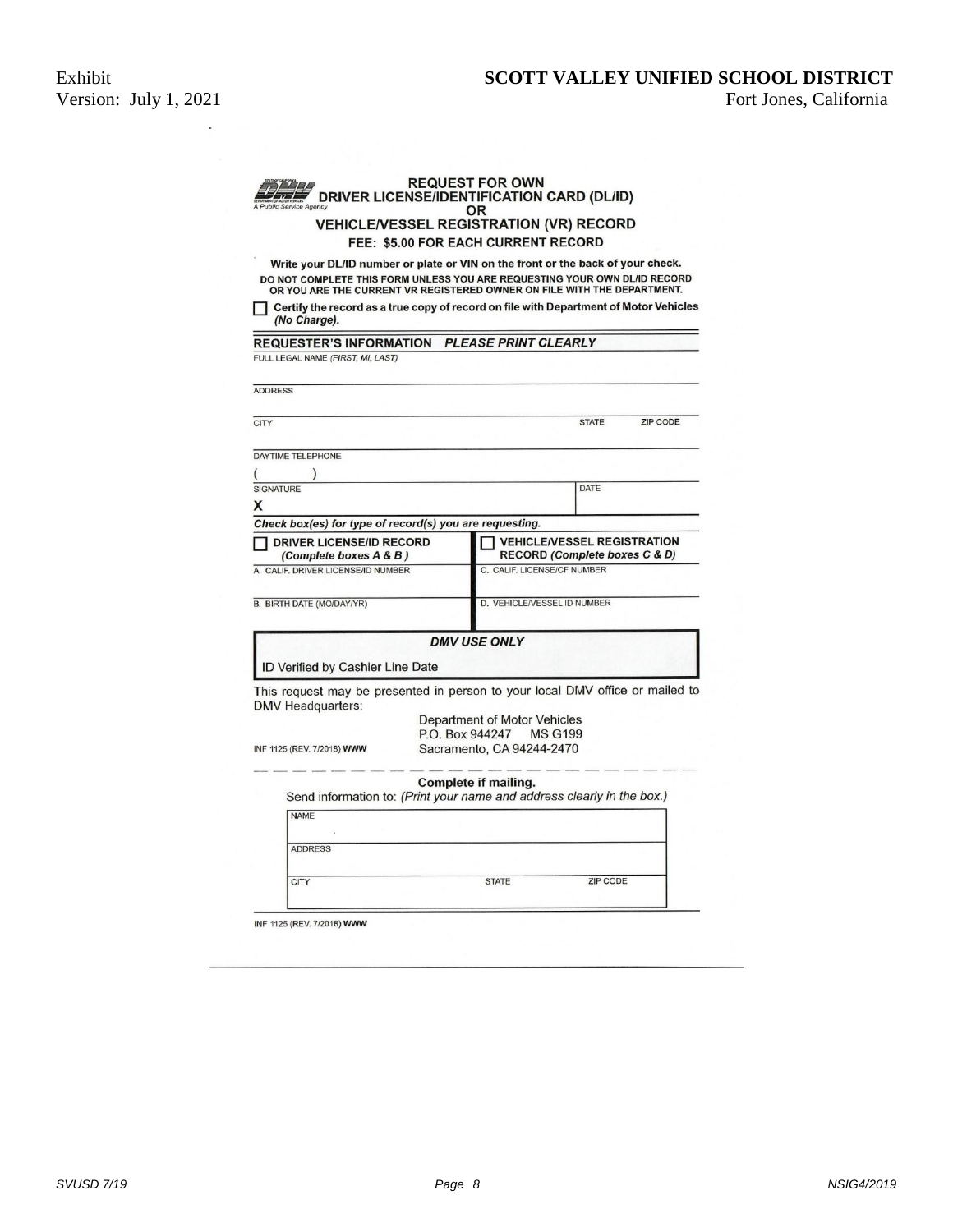Exhibit
Version: July 1, 2021

**SCOTT VALLEY UNIFIED SCHOOL DISTRICT**
Fort Jones, California

STATE OF CALIFORNIA
DEPARTMENT OF MOTOR VEHICLES
A Public Service Agency

# REQUEST FOR OWN DRIVER LICENSE/IDENTIFICATION CARD (DL/ID) OR VEHICLE/VESSEL REGISTRATION (VR) RECORD

**FEE: $5.00 FOR EACH CURRENT RECORD**

**Write your DL/ID number or plate or VIN on the front or the back of your check.**

**DO NOT COMPLETE THIS FORM UNLESS YOU ARE REQUESTING YOUR OWN DL/ID RECORD OR YOU ARE THE CURRENT VR REGISTERED OWNER ON FILE WITH THE DEPARTMENT.**

☐ **Certify the record as a true copy of record on file with Department of Motor Vehicles** ***(No Charge).***

## REQUESTER'S INFORMATION *PLEASE PRINT CLEARLY*

FULL LEGAL NAME *(FIRST, MI, LAST)*

ADDRESS

CITY | STATE | ZIP CODE

DAYTIME TELEPHONE
( )

SIGNATURE
X

DATE

***Check box(es) for type of record(s) you are requesting.***

| ☐ **DRIVER LICENSE/ID RECORD** ***(Complete boxes A & B)*** | ☐ **VEHICLE/VESSEL REGISTRATION RECORD** ***(Complete boxes C & D)*** |
|---|---|
| A. CALIF. DRIVER LICENSE/ID NUMBER | C. CALIF. LICENSE/CF NUMBER |
| B. BIRTH DATE (MO/DAY/YR) | D. VEHICLE/VESSEL ID NUMBER |

***DMV USE ONLY***

ID Verified by Cashier Line Date

This request may be presented in person to your local DMV office or mailed to DMV Headquarters:

Department of Motor Vehicles
P.O. Box 944247 MS G199
Sacramento, CA 94244-2470

INF 1125 (REV. 7/2018) **WWW**

**Complete if mailing.**

Send information to: *(Print your name and address clearly in the box.)*

NAME

ADDRESS

CITY | STATE | ZIP CODE

INF 1125 (REV. 7/2018) **WWW**